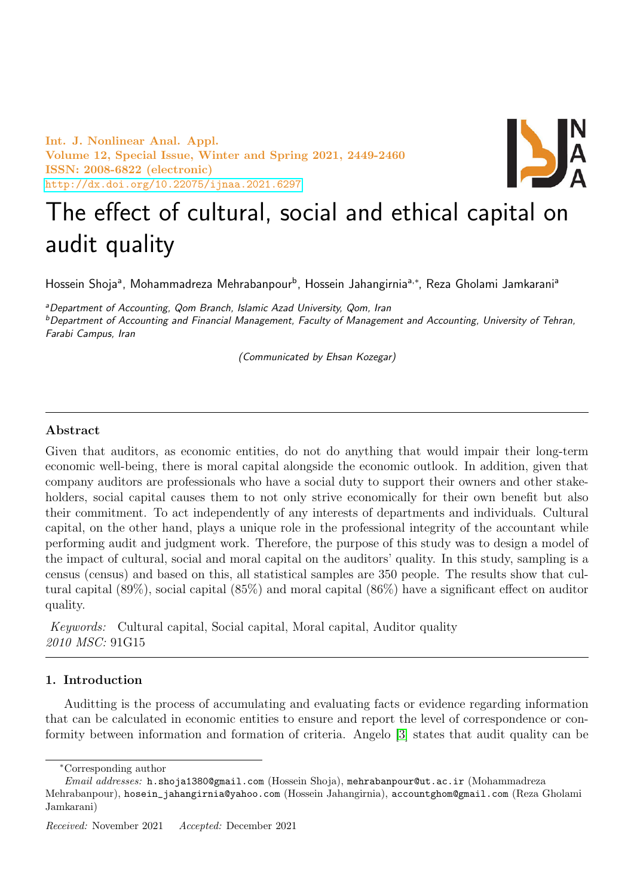# The effect of cultural, social and ethical capital on audit quality

Hossein Shoja[a], Mohammadreza Mehrabanpour[b], Hossein Jahangirnia[a,*], Reza Gholami Jamkarani[a]

[a]*Department of Accounting, Qom Branch, Islamic Azad University, Qom, Iran*
[b]*Department of Accounting and Financial Management, Faculty of Management and Accounting, University of Tehran, Farabi Campus, Iran*

*(Communicated by Ehsan Kozegar)*

---

### Abstract

Given that auditors, as economic entities, do not do anything that would impair their long-term economic well-being, there is moral capital alongside the economic outlook. In addition, given that company auditors are professionals who have a social duty to support their owners and other stakeholders, social capital causes them to not only strive economically for their own benefit but also their commitment. To act independently of any interests of departments and individuals. Cultural capital, on the other hand, plays a unique role in the professional integrity of the accountant while performing audit and judgment work. Therefore, the purpose of this study was to design a model of the impact of cultural, social and moral capital on the auditors' quality. In this study, sampling is a census (census) and based on this, all statistical samples are 350 people. The results show that cultural capital (89%), social capital (85%) and moral capital (86%) have a significant effect on auditor quality.

*Keywords:* Cultural capital, Social capital, Moral capital, Auditor quality
*2010 MSC:* 91G15

---

## 1. Introduction

Auditting is the process of accumulating and evaluating facts or evidence regarding information that can be calculated in economic entities to ensure and report the level of correspondence or conformity between information and formation of criteria. Angelo [3] states that audit quality can be

---

*Corresponding author

*Email addresses:* h.shoja1380@gmail.com (Hossein Shoja), mehrabanpour@ut.ac.ir (Mohammadreza Mehrabanpour), hosein_jahangirnia@yahoo.com (Hossein Jahangirnia), accountghom@gmail.com (Reza Gholami Jamkarani)

*Received:* November 2021 *Accepted:* December 2021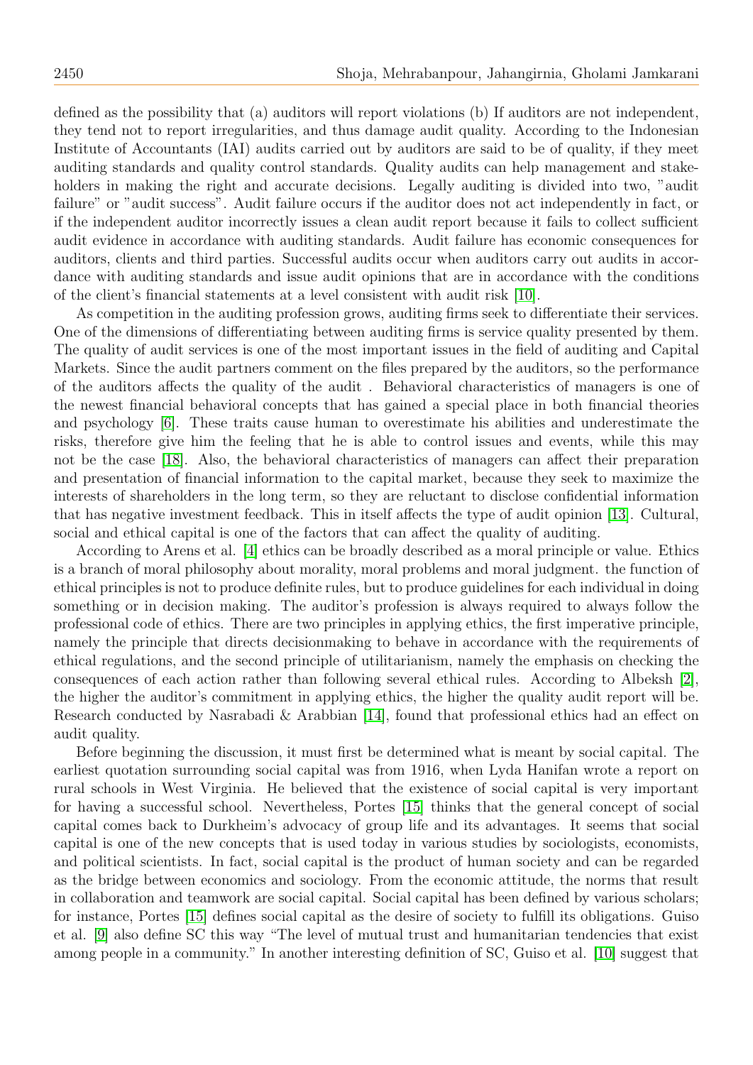defined as the possibility that (a) auditors will report violations (b) If auditors are not independent, they tend not to report irregularities, and thus damage audit quality. According to the Indonesian Institute of Accountants (IAI) audits carried out by auditors are said to be of quality, if they meet auditing standards and quality control standards. Quality audits can help management and stakeholders in making the right and accurate decisions. Legally auditing is divided into two, "audit failure" or "audit success". Audit failure occurs if the auditor does not act independently in fact, or if the independent auditor incorrectly issues a clean audit report because it fails to collect sufficient audit evidence in accordance with auditing standards. Audit failure has economic consequences for auditors, clients and third parties. Successful audits occur when auditors carry out audits in accordance with auditing standards and issue audit opinions that are in accordance with the conditions of the client's financial statements at a level consistent with audit risk [10].

As competition in the auditing profession grows, auditing firms seek to differentiate their services. One of the dimensions of differentiating between auditing firms is service quality presented by them. The quality of audit services is one of the most important issues in the field of auditing and Capital Markets. Since the audit partners comment on the files prepared by the auditors, so the performance of the auditors affects the quality of the audit . Behavioral characteristics of managers is one of the newest financial behavioral concepts that has gained a special place in both financial theories and psychology [6]. These traits cause human to overestimate his abilities and underestimate the risks, therefore give him the feeling that he is able to control issues and events, while this may not be the case [18]. Also, the behavioral characteristics of managers can affect their preparation and presentation of financial information to the capital market, because they seek to maximize the interests of shareholders in the long term, so they are reluctant to disclose confidential information that has negative investment feedback. This in itself affects the type of audit opinion [13]. Cultural, social and ethical capital is one of the factors that can affect the quality of auditing.

According to Arens et al. [4] ethics can be broadly described as a moral principle or value. Ethics is a branch of moral philosophy about morality, moral problems and moral judgment. the function of ethical principles is not to produce definite rules, but to produce guidelines for each individual in doing something or in decision making. The auditor's profession is always required to always follow the professional code of ethics. There are two principles in applying ethics, the first imperative principle, namely the principle that directs decisionmaking to behave in accordance with the requirements of ethical regulations, and the second principle of utilitarianism, namely the emphasis on checking the consequences of each action rather than following several ethical rules. According to Albeksh [2], the higher the auditor's commitment in applying ethics, the higher the quality audit report will be. Research conducted by Nasrabadi & Arabbian [14], found that professional ethics had an effect on audit quality.

Before beginning the discussion, it must first be determined what is meant by social capital. The earliest quotation surrounding social capital was from 1916, when Lyda Hanifan wrote a report on rural schools in West Virginia. He believed that the existence of social capital is very important for having a successful school. Nevertheless, Portes [15] thinks that the general concept of social capital comes back to Durkheim's advocacy of group life and its advantages. It seems that social capital is one of the new concepts that is used today in various studies by sociologists, economists, and political scientists. In fact, social capital is the product of human society and can be regarded as the bridge between economics and sociology. From the economic attitude, the norms that result in collaboration and teamwork are social capital. Social capital has been defined by various scholars; for instance, Portes [15] defines social capital as the desire of society to fulfill its obligations. Guiso et al. [9] also define SC this way "The level of mutual trust and humanitarian tendencies that exist among people in a community." In another interesting definition of SC, Guiso et al. [10] suggest that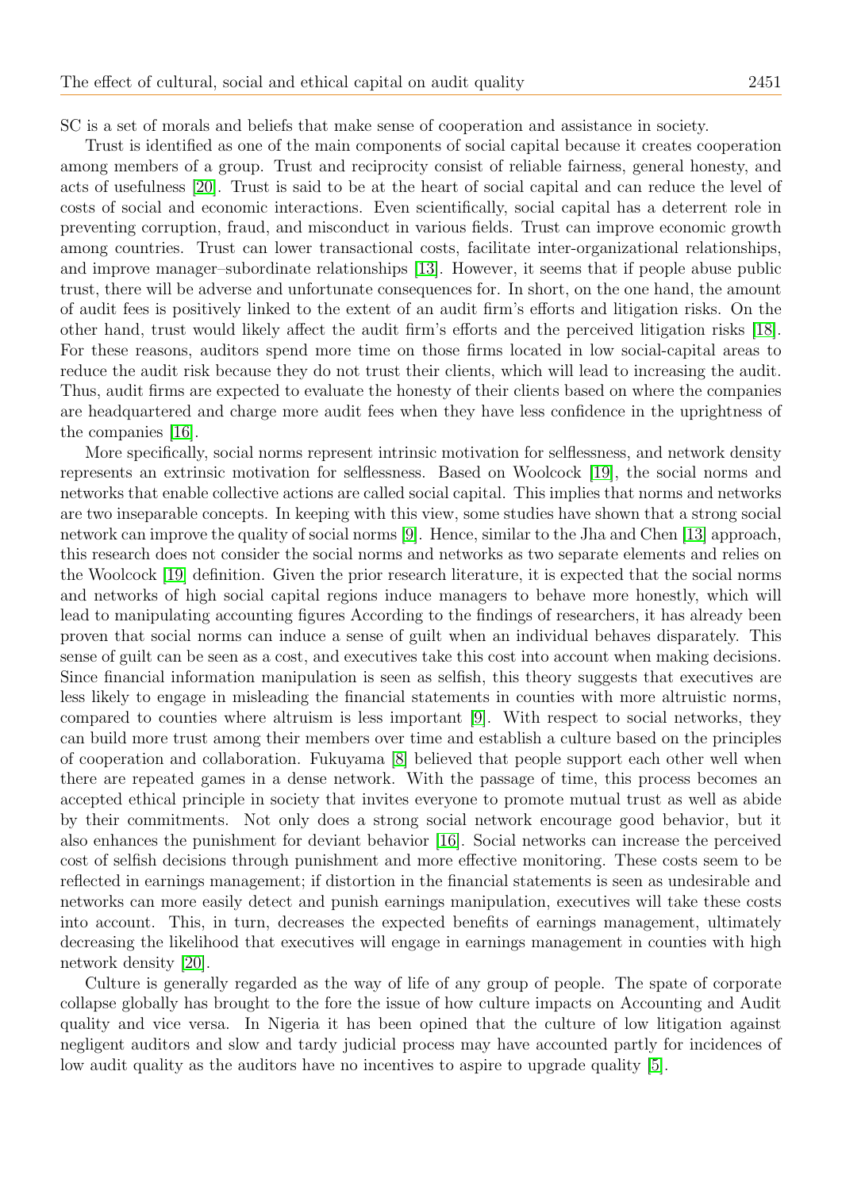SC is a set of morals and beliefs that make sense of cooperation and assistance in society.

Trust is identified as one of the main components of social capital because it creates cooperation among members of a group. Trust and reciprocity consist of reliable fairness, general honesty, and acts of usefulness [20]. Trust is said to be at the heart of social capital and can reduce the level of costs of social and economic interactions. Even scientifically, social capital has a deterrent role in preventing corruption, fraud, and misconduct in various fields. Trust can improve economic growth among countries. Trust can lower transactional costs, facilitate inter-organizational relationships, and improve manager–subordinate relationships [13]. However, it seems that if people abuse public trust, there will be adverse and unfortunate consequences for. In short, on the one hand, the amount of audit fees is positively linked to the extent of an audit firm's efforts and litigation risks. On the other hand, trust would likely affect the audit firm's efforts and the perceived litigation risks [18]. For these reasons, auditors spend more time on those firms located in low social-capital areas to reduce the audit risk because they do not trust their clients, which will lead to increasing the audit. Thus, audit firms are expected to evaluate the honesty of their clients based on where the companies are headquartered and charge more audit fees when they have less confidence in the uprightness of the companies [16].

More specifically, social norms represent intrinsic motivation for selflessness, and network density represents an extrinsic motivation for selflessness. Based on Woolcock [19], the social norms and networks that enable collective actions are called social capital. This implies that norms and networks are two inseparable concepts. In keeping with this view, some studies have shown that a strong social network can improve the quality of social norms [9]. Hence, similar to the Jha and Chen [13] approach, this research does not consider the social norms and networks as two separate elements and relies on the Woolcock [19] definition. Given the prior research literature, it is expected that the social norms and networks of high social capital regions induce managers to behave more honestly, which will lead to manipulating accounting figures According to the findings of researchers, it has already been proven that social norms can induce a sense of guilt when an individual behaves disparately. This sense of guilt can be seen as a cost, and executives take this cost into account when making decisions. Since financial information manipulation is seen as selfish, this theory suggests that executives are less likely to engage in misleading the financial statements in counties with more altruistic norms, compared to counties where altruism is less important [9]. With respect to social networks, they can build more trust among their members over time and establish a culture based on the principles of cooperation and collaboration. Fukuyama [8] believed that people support each other well when there are repeated games in a dense network. With the passage of time, this process becomes an accepted ethical principle in society that invites everyone to promote mutual trust as well as abide by their commitments. Not only does a strong social network encourage good behavior, but it also enhances the punishment for deviant behavior [16]. Social networks can increase the perceived cost of selfish decisions through punishment and more effective monitoring. These costs seem to be reflected in earnings management; if distortion in the financial statements is seen as undesirable and networks can more easily detect and punish earnings manipulation, executives will take these costs into account. This, in turn, decreases the expected benefits of earnings management, ultimately decreasing the likelihood that executives will engage in earnings management in counties with high network density [20].

Culture is generally regarded as the way of life of any group of people. The spate of corporate collapse globally has brought to the fore the issue of how culture impacts on Accounting and Audit quality and vice versa. In Nigeria it has been opined that the culture of low litigation against negligent auditors and slow and tardy judicial process may have accounted partly for incidences of low audit quality as the auditors have no incentives to aspire to upgrade quality [5].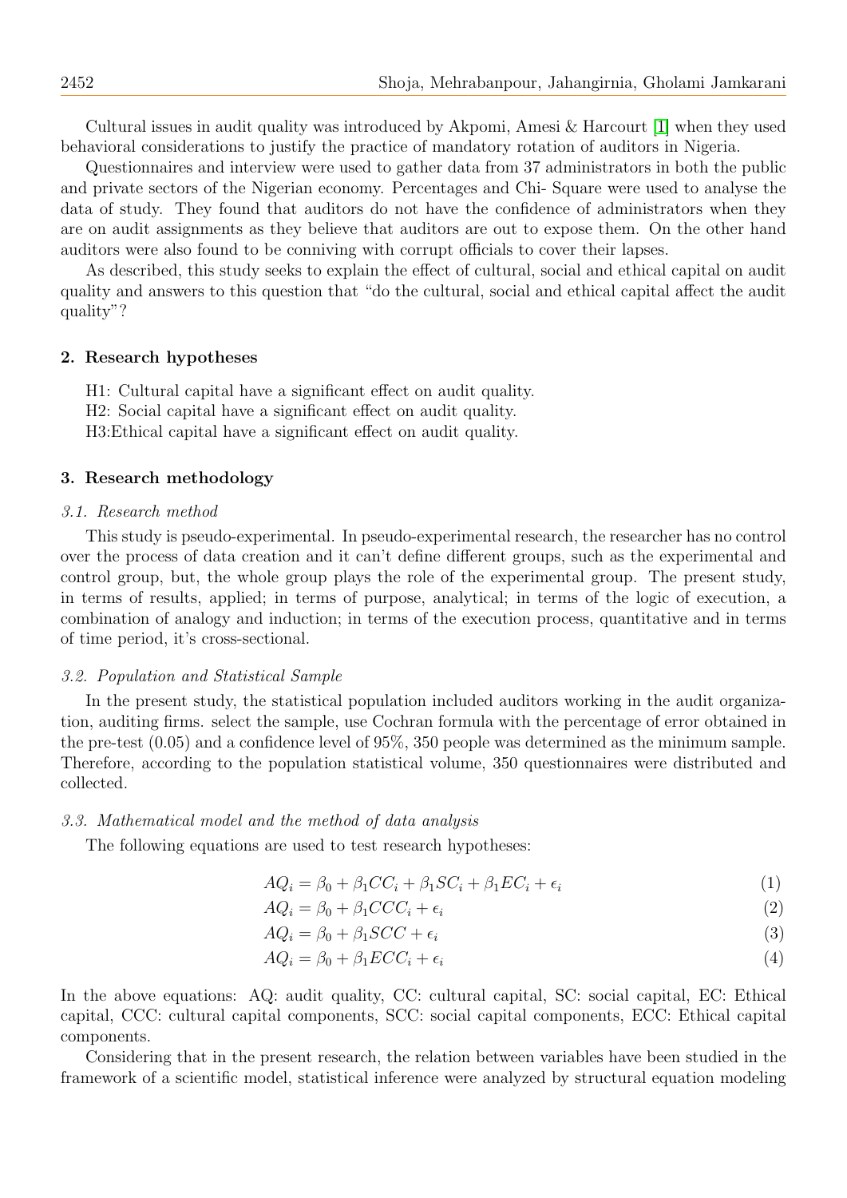Cultural issues in audit quality was introduced by Akpomi, Amesi & Harcourt [1] when they used behavioral considerations to justify the practice of mandatory rotation of auditors in Nigeria.

Questionnaires and interview were used to gather data from 37 administrators in both the public and private sectors of the Nigerian economy. Percentages and Chi- Square were used to analyse the data of study. They found that auditors do not have the confidence of administrators when they are on audit assignments as they believe that auditors are out to expose them. On the other hand auditors were also found to be conniving with corrupt officials to cover their lapses.

As described, this study seeks to explain the effect of cultural, social and ethical capital on audit quality and answers to this question that "do the cultural, social and ethical capital affect the audit quality"?

## 2. Research hypotheses

H1: Cultural capital have a significant effect on audit quality.
H2: Social capital have a significant effect on audit quality.
H3:Ethical capital have a significant effect on audit quality.

## 3. Research methodology

### *3.1. Research method*

This study is pseudo-experimental. In pseudo-experimental research, the researcher has no control over the process of data creation and it can't define different groups, such as the experimental and control group, but, the whole group plays the role of the experimental group. The present study, in terms of results, applied; in terms of purpose, analytical; in terms of the logic of execution, a combination of analogy and induction; in terms of the execution process, quantitative and in terms of time period, it's cross-sectional.

### *3.2. Population and Statistical Sample*

In the present study, the statistical population included auditors working in the audit organization, auditing firms. select the sample, use Cochran formula with the percentage of error obtained in the pre-test (0.05) and a confidence level of 95%, 350 people was determined as the minimum sample. Therefore, according to the population statistical volume, 350 questionnaires were distributed and collected.

### *3.3. Mathematical model and the method of data analysis*

The following equations are used to test research hypotheses:

$$AQ_i = \beta_0 + \beta_1 CC_i + \beta_1 SC_i + \beta_1 EC_i + \epsilon_i \tag{1}$$

$$AQ_i = \beta_0 + \beta_1 CCC_i + \epsilon_i \tag{2}$$

$$AQ_i = \beta_0 + \beta_1 SCC + \epsilon_i \tag{3}$$

$$AQ_i = \beta_0 + \beta_1 ECC_i + \epsilon_i \tag{4}$$

In the above equations: AQ: audit quality, CC: cultural capital, SC: social capital, EC: Ethical capital, CCC: cultural capital components, SCC: social capital components, ECC: Ethical capital components.

Considering that in the present research, the relation between variables have been studied in the framework of a scientific model, statistical inference were analyzed by structural equation modeling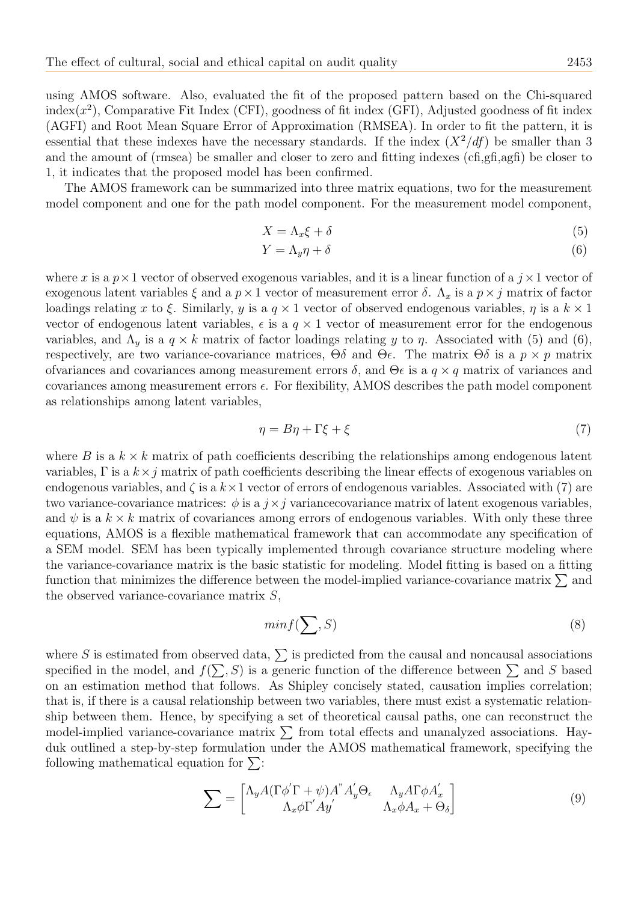using AMOS software. Also, evaluated the fit of the proposed pattern based on the Chi-squared index($x^2$), Comparative Fit Index (CFI), goodness of fit index (GFI), Adjusted goodness of fit index (AGFI) and Root Mean Square Error of Approximation (RMSEA). In order to fit the pattern, it is essential that these indexes have the necessary standards. If the index ($X^2/df$) be smaller than 3 and the amount of (rmsea) be smaller and closer to zero and fitting indexes (cfi,gfi,agfi) be closer to 1, it indicates that the proposed model has been confirmed.

The AMOS framework can be summarized into three matrix equations, two for the measurement model component and one for the path model component. For the measurement model component,

$$X = \Lambda_x \xi + \delta \tag{5}$$

$$Y = \Lambda_y \eta + \delta \tag{6}$$

where $x$ is a $p \times 1$ vector of observed exogenous variables, and it is a linear function of a $j \times 1$ vector of exogenous latent variables $\xi$ and a $p \times 1$ vector of measurement error $\delta$. $\Lambda_x$ is a $p \times j$ matrix of factor loadings relating $x$ to $\xi$. Similarly, $y$ is a $q \times 1$ vector of observed endogenous variables, $\eta$ is a $k \times 1$ vector of endogenous latent variables, $\epsilon$ is a $q \times 1$ vector of measurement error for the endogenous variables, and $\Lambda_y$ is a $q \times k$ matrix of factor loadings relating $y$ to $\eta$. Associated with (5) and (6), respectively, are two variance-covariance matrices, $\Theta\delta$ and $\Theta\epsilon$. The matrix $\Theta\delta$ is a $p \times p$ matrix ofvariances and covariances among measurement errors $\delta$, and $\Theta\epsilon$ is a $q \times q$ matrix of variances and covariances among measurement errors $\epsilon$. For flexibility, AMOS describes the path model component as relationships among latent variables,

$$\eta = B\eta + \Gamma\xi + \xi \tag{7}$$

where $B$ is a $k \times k$ matrix of path coefficients describing the relationships among endogenous latent variables, $\Gamma$ is a $k \times j$ matrix of path coefficients describing the linear effects of exogenous variables on endogenous variables, and $\zeta$ is a $k \times 1$ vector of errors of endogenous variables. Associated with (7) are two variance-covariance matrices: $\phi$ is a $j \times j$ variancecovariance matrix of latent exogenous variables, and $\psi$ is a $k \times k$ matrix of covariances among errors of endogenous variables. With only these three equations, AMOS is a flexible mathematical framework that can accommodate any specification of a SEM model. SEM has been typically implemented through covariance structure modeling where the variance-covariance matrix is the basic statistic for modeling. Model fitting is based on a fitting function that minimizes the difference between the model-implied variance-covariance matrix $\sum$ and the observed variance-covariance matrix $S$,

$$minf(\sum, S) \tag{8}$$

where $S$ is estimated from observed data, $\sum$ is predicted from the causal and noncausal associations specified in the model, and $f(\sum, S)$ is a generic function of the difference between $\sum$ and $S$ based on an estimation method that follows. As Shipley concisely stated, causation implies correlation; that is, if there is a causal relationship between two variables, there must exist a systematic relationship between them. Hence, by specifying a set of theoretical causal paths, one can reconstruct the model-implied variance-covariance matrix $\sum$ from total effects and unanalyzed associations. Hayduk outlined a step-by-step formulation under the AMOS mathematical framework, specifying the following mathematical equation for $\sum$:

$$\sum = \begin{bmatrix} \Lambda_y A(\Gamma\phi'\Gamma + \psi)A'' A_y' \Theta_\epsilon & \Lambda_y A \Gamma \phi A_x' \\ \Lambda_x \phi \Gamma' A y' & \Lambda_x \phi A_x + \Theta_\delta \end{bmatrix} \tag{9}$$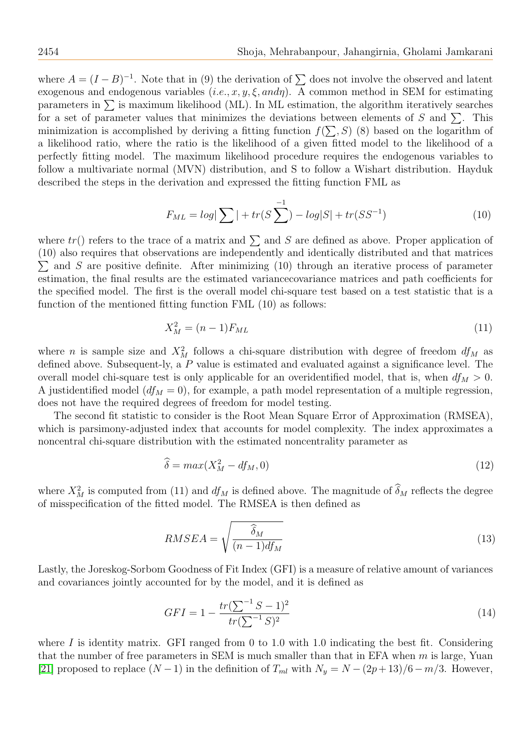where $A = (I - B)^{-1}$. Note that in (9) the derivation of $\sum$ does not involve the observed and latent exogenous and endogenous variables ($i.e., x, y, \xi, and \eta$). A common method in SEM for estimating parameters in $\sum$ is maximum likelihood (ML). In ML estimation, the algorithm iteratively searches for a set of parameter values that minimizes the deviations between elements of $S$ and $\sum$. This minimization is accomplished by deriving a fitting function $f(\sum, S)$ (8) based on the logarithm of a likelihood ratio, where the ratio is the likelihood of a given fitted model to the likelihood of a perfectly fitting model. The maximum likelihood procedure requires the endogenous variables to follow a multivariate normal (MVN) distribution, and S to follow a Wishart distribution. Hayduk described the steps in the derivation and expressed the fitting function FML as

$$F_{ML} = log|\sum| + tr(S\sum^{-1}) - log|S| + tr(SS^{-1}) \tag{10}$$

where $tr()$ refers to the trace of a matrix and $\sum$ and $S$ are defined as above. Proper application of (10) also requires that observations are independently and identically distributed and that matrices $\sum$ and $S$ are positive definite. After minimizing (10) through an iterative process of parameter estimation, the final results are the estimated variancecovariance matrices and path coefficients for the specified model. The first is the overall model chi-square test based on a test statistic that is a function of the mentioned fitting function FML (10) as follows:

$$X_M^2 = (n-1)F_{ML} \tag{11}$$

where $n$ is sample size and $X_M^2$ follows a chi-square distribution with degree of freedom $df_M$ as defined above. Subsequent-ly, a $P$ value is estimated and evaluated against a significance level. The overall model chi-square test is only applicable for an overidentified model, that is, when $df_M > 0$. A justidentified model ($df_M = 0$), for example, a path model representation of a multiple regression, does not have the required degrees of freedom for model testing.

The second fit statistic to consider is the Root Mean Square Error of Approximation (RMSEA), which is parsimony-adjusted index that accounts for model complexity. The index approximates a noncentral chi-square distribution with the estimated noncentrality parameter as

$$\widehat{\delta} = max(X_M^2 - df_M, 0) \tag{12}$$

where $X_M^2$ is computed from (11) and $df_M$ is defined above. The magnitude of $\widehat{\delta}_M$ reflects the degree of misspecification of the fitted model. The RMSEA is then defined as

$$RMSEA = \sqrt{\frac{\widehat{\delta}_M}{(n-1)df_M}} \tag{13}$$

Lastly, the Joreskog-Sorbom Goodness of Fit Index (GFI) is a measure of relative amount of variances and covariances jointly accounted for by the model, and it is defined as

$$GFI = 1 - \frac{tr(\sum^{-1} S - 1)^2}{tr(\sum^{-1} S)^2} \tag{14}$$

where $I$ is identity matrix. GFI ranged from 0 to 1.0 with 1.0 indicating the best fit. Considering that the number of free parameters in SEM is much smaller than that in EFA when $m$ is large, Yuan [21] proposed to replace $(N-1)$ in the definition of $T_{ml}$ with $N_y = N - (2p+13)/6 - m/3$. However,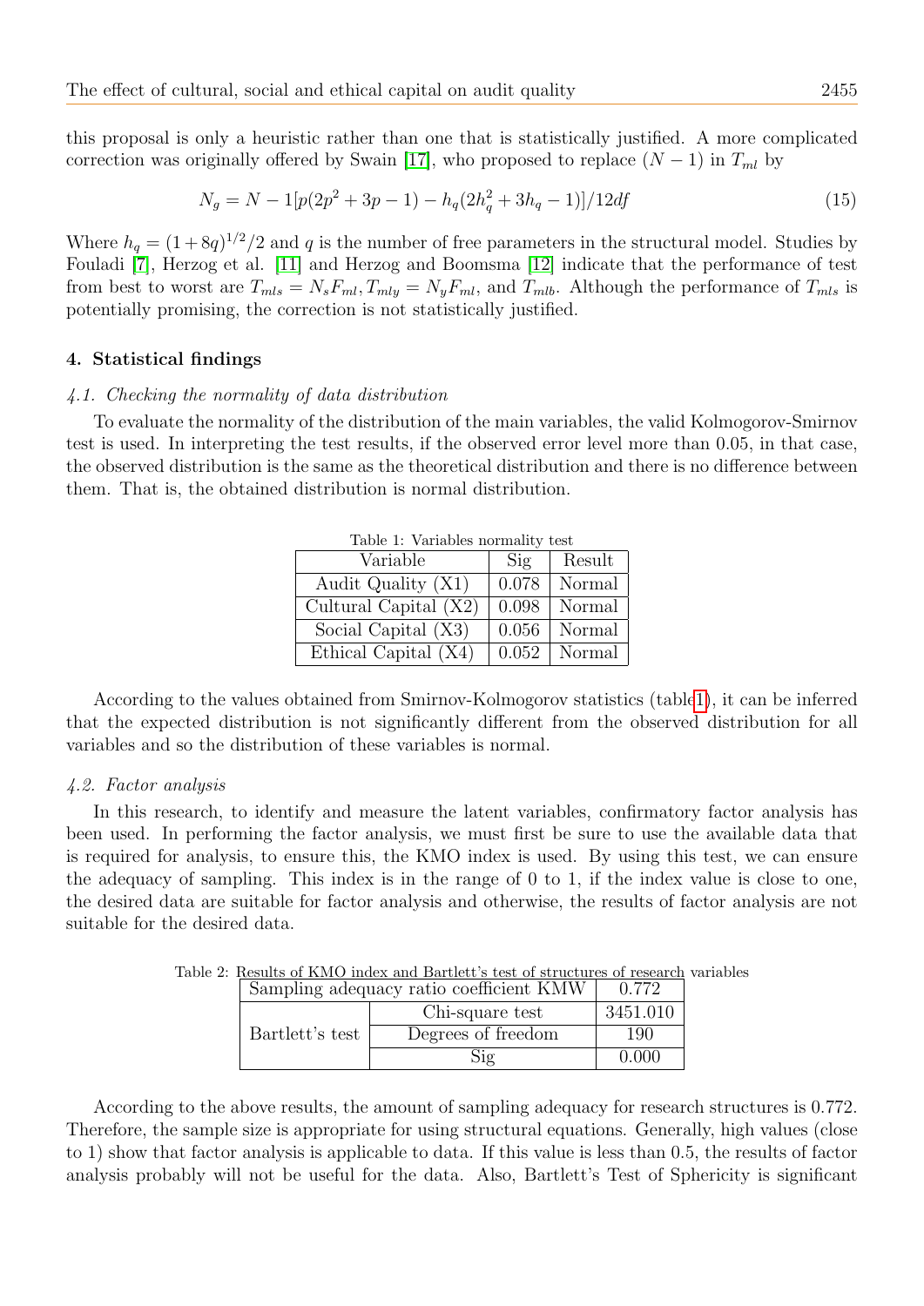this proposal is only a heuristic rather than one that is statistically justified. A more complicated correction was originally offered by Swain [17], who proposed to replace $(N-1)$ in $T_{ml}$ by

$$N_g = N - 1[p(2p^2 + 3p - 1) - h_q(2h_q^2 + 3h_q - 1)]/12df \tag{15}$$

Where $h_q = (1+8q)^{1/2}/2$ and $q$ is the number of free parameters in the structural model. Studies by Fouladi [7], Herzog et al. [11] and Herzog and Boomsma [12] indicate that the performance of test from best to worst are $T_{mls} = N_s F_{ml}, T_{mly} = N_y F_{ml}$, and $T_{mlb}$. Although the performance of $T_{mls}$ is potentially promising, the correction is not statistically justified.

## 4. Statistical findings

### *4.1. Checking the normality of data distribution*

To evaluate the normality of the distribution of the main variables, the valid Kolmogorov-Smirnov test is used. In interpreting the test results, if the observed error level more than 0.05, in that case, the observed distribution is the same as the theoretical distribution and there is no difference between them. That is, the obtained distribution is normal distribution.

Table 1: Variables normality test

| Variable | Sig | Result |
|---|---|---|
| Audit Quality (X1) | 0.078 | Normal |
| Cultural Capital (X2) | 0.098 | Normal |
| Social Capital (X3) | 0.056 | Normal |
| Ethical Capital (X4) | 0.052 | Normal |

According to the values obtained from Smirnov-Kolmogorov statistics (table1), it can be inferred that the expected distribution is not significantly different from the observed distribution for all variables and so the distribution of these variables is normal.

### *4.2. Factor analysis*

In this research, to identify and measure the latent variables, confirmatory factor analysis has been used. In performing the factor analysis, we must first be sure to use the available data that is required for analysis, to ensure this, the KMO index is used. By using this test, we can ensure the adequacy of sampling. This index is in the range of 0 to 1, if the index value is close to one, the desired data are suitable for factor analysis and otherwise, the results of factor analysis are not suitable for the desired data.

Table 2: Results of KMO index and Bartlett's test of structures of research variables

| Sampling adequacy ratio coefficient KMW | | 0.772 |
|---|---|---|
| Bartlett's test | Chi-square test | 3451.010 |
| | Degrees of freedom | 190 |
| | Sig | 0.000 |

According to the above results, the amount of sampling adequacy for research structures is 0.772. Therefore, the sample size is appropriate for using structural equations. Generally, high values (close to 1) show that factor analysis is applicable to data. If this value is less than 0.5, the results of factor analysis probably will not be useful for the data. Also, Bartlett's Test of Sphericity is significant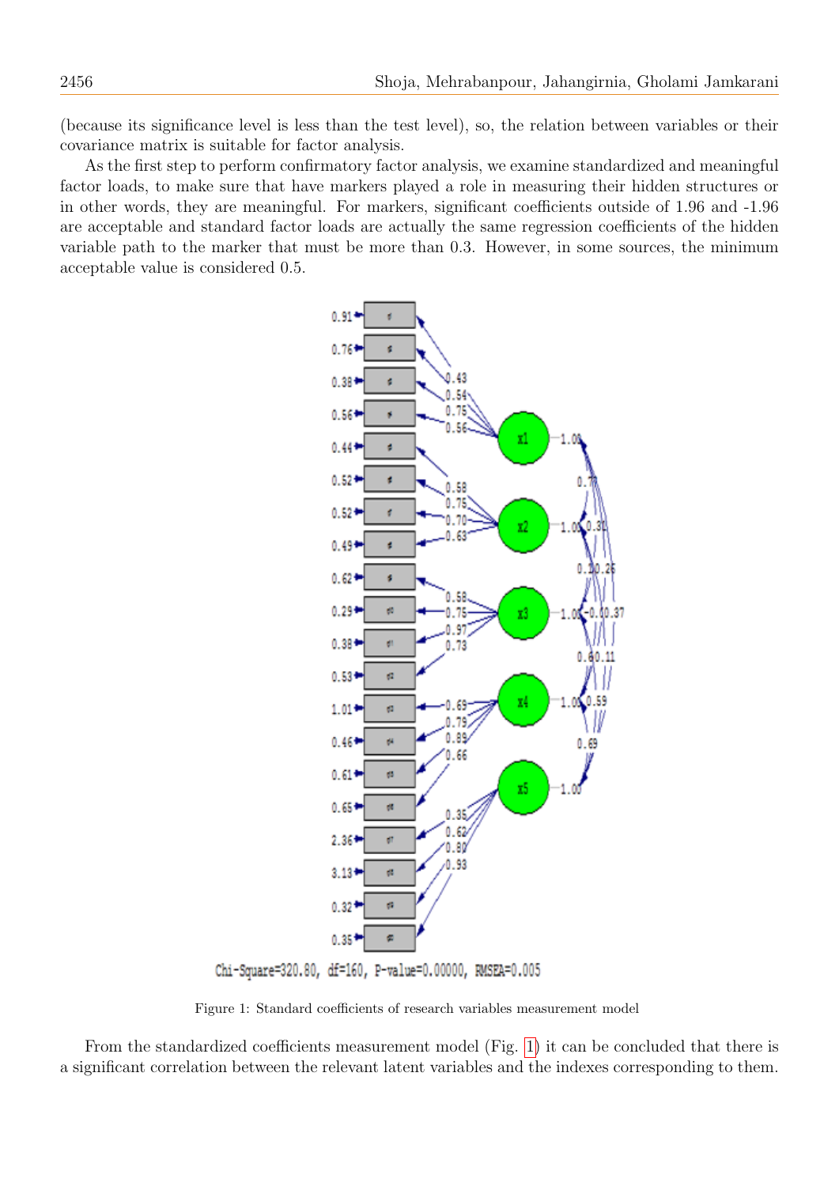(because its significance level is less than the test level), so, the relation between variables or their covariance matrix is suitable for factor analysis.

As the first step to perform confirmatory factor analysis, we examine standardized and meaningful factor loads, to make sure that have markers played a role in measuring their hidden structures or in other words, they are meaningful. For markers, significant coefficients outside of 1.96 and -1.96 are acceptable and standard factor loads are actually the same regression coefficients of the hidden variable path to the marker that must be more than 0.3. However, in some sources, the minimum acceptable value is considered 0.5.

Chi-Square=320.80, df=160, P-value=0.00000, RMSEA=0.005

Figure 1: Standard coefficients of research variables measurement model

From the standardized coefficients measurement model (Fig. 1) it can be concluded that there is a significant correlation between the relevant latent variables and the indexes corresponding to them.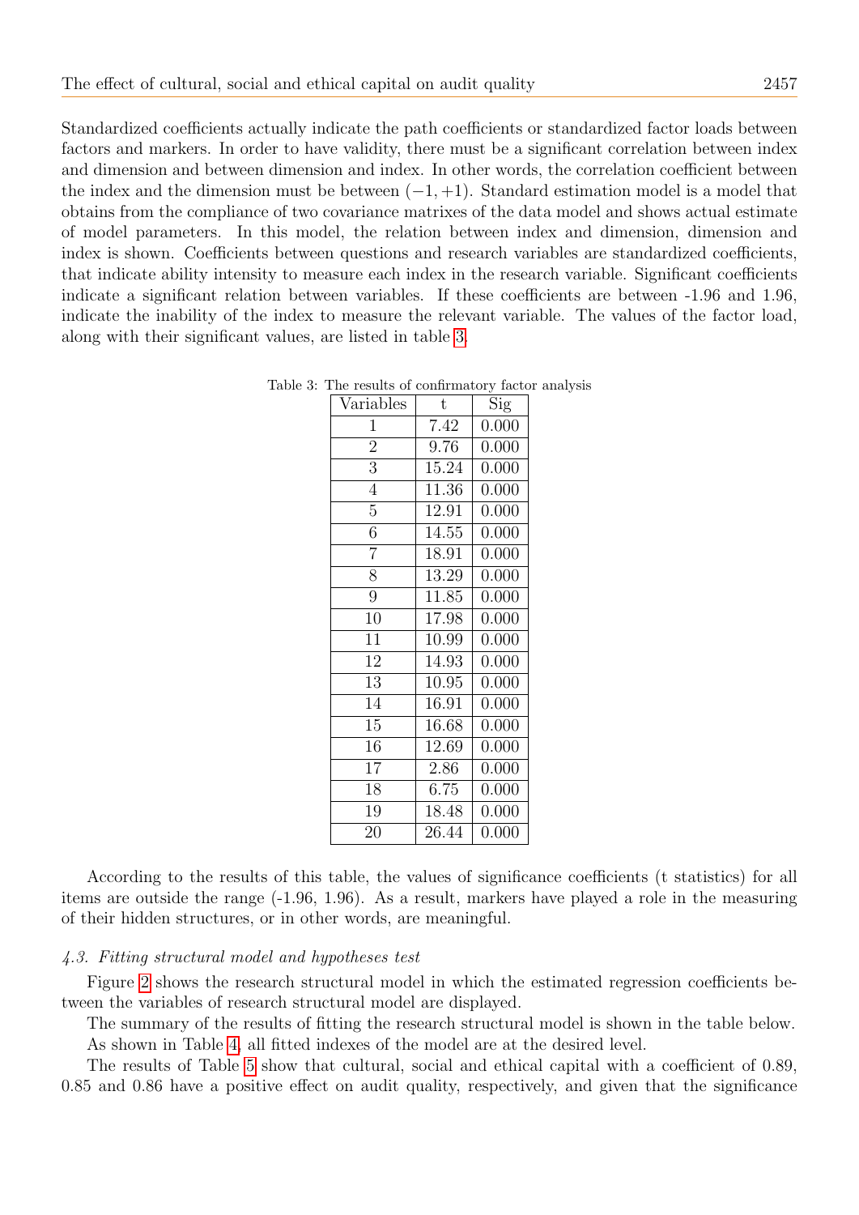Standardized coefficients actually indicate the path coefficients or standardized factor loads between factors and markers. In order to have validity, there must be a significant correlation between index and dimension and between dimension and index. In other words, the correlation coefficient between the index and the dimension must be between $(-1, +1)$. Standard estimation model is a model that obtains from the compliance of two covariance matrixes of the data model and shows actual estimate of model parameters. In this model, the relation between index and dimension, dimension and index is shown. Coefficients between questions and research variables are standardized coefficients, that indicate ability intensity to measure each index in the research variable. Significant coefficients indicate a significant relation between variables. If these coefficients are between -1.96 and 1.96, indicate the inability of the index to measure the relevant variable. The values of the factor load, along with their significant values, are listed in table 3.

Table 3: The results of confirmatory factor analysis

| Variables | t | Sig |
|---|---|---|
| 1 | 7.42 | 0.000 |
| 2 | 9.76 | 0.000 |
| 3 | 15.24 | 0.000 |
| 4 | 11.36 | 0.000 |
| 5 | 12.91 | 0.000 |
| 6 | 14.55 | 0.000 |
| 7 | 18.91 | 0.000 |
| 8 | 13.29 | 0.000 |
| 9 | 11.85 | 0.000 |
| 10 | 17.98 | 0.000 |
| 11 | 10.99 | 0.000 |
| 12 | 14.93 | 0.000 |
| 13 | 10.95 | 0.000 |
| 14 | 16.91 | 0.000 |
| 15 | 16.68 | 0.000 |
| 16 | 12.69 | 0.000 |
| 17 | 2.86 | 0.000 |
| 18 | 6.75 | 0.000 |
| 19 | 18.48 | 0.000 |
| 20 | 26.44 | 0.000 |

According to the results of this table, the values of significance coefficients (t statistics) for all items are outside the range (-1.96, 1.96). As a result, markers have played a role in the measuring of their hidden structures, or in other words, are meaningful.

### *4.3. Fitting structural model and hypotheses test*

Figure 2 shows the research structural model in which the estimated regression coefficients between the variables of research structural model are displayed.

The summary of the results of fitting the research structural model is shown in the table below. As shown in Table 4, all fitted indexes of the model are at the desired level.

The results of Table 5 show that cultural, social and ethical capital with a coefficient of 0.89, 0.85 and 0.86 have a positive effect on audit quality, respectively, and given that the significance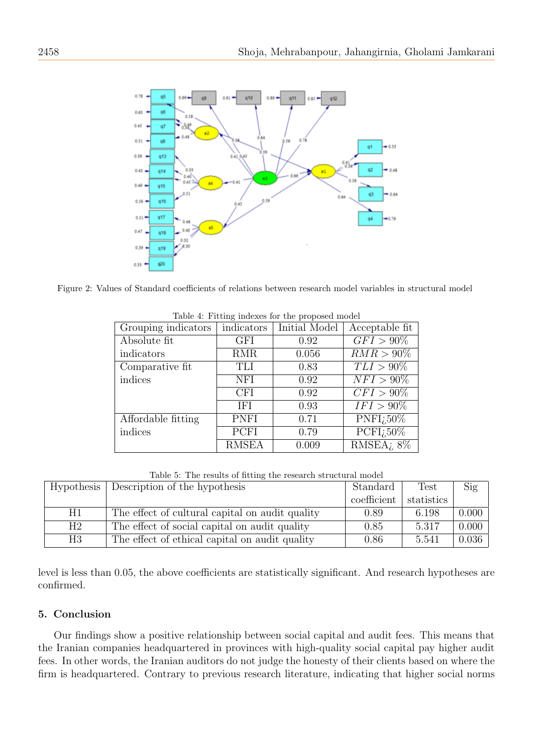Figure 2: Values of Standard coefficients of relations between research model variables in structural model

Table 4: Fitting indexes for the proposed model

| Grouping indicators | indicators | Initial Model | Acceptable fit |
|---|---|---|---|
| Absolute fit indicators | GFI | 0.92 | $GFI > 90\%$ |
| | RMR | 0.056 | $RMR > 90\%$ |
| Comparative fit indices | TLI | 0.83 | $TLI > 90\%$ |
| | NFI | 0.92 | $NFI > 90\%$ |
| | CFI | 0.92 | $CFI > 90\%$ |
| | IFI | 0.93 | $IFI > 90\%$ |
| Affordable fitting indices | PNFI | 0.71 | PNFI¿50% |
| | PCFI | 0.79 | PCFI¿50% |
| | RMSEA | 0.009 | RMSEA¿ 8% |

Table 5: The results of fitting the research structural model

| Hypothesis | Description of the hypothesis | Standard coefficient | Test statistics | Sig |
|---|---|---|---|---|
| H1 | The effect of cultural capital on audit quality | 0.89 | 6.198 | 0.000 |
| H2 | The effect of social capital on audit quality | 0.85 | 5.317 | 0.000 |
| H3 | The effect of ethical capital on audit quality | 0.86 | 5.541 | 0.036 |

level is less than 0.05, the above coefficients are statistically significant. And research hypotheses are confirmed.

## 5. Conclusion

Our findings show a positive relationship between social capital and audit fees. This means that the Iranian companies headquartered in provinces with high-quality social capital pay higher audit fees. In other words, the Iranian auditors do not judge the honesty of their clients based on where the firm is headquartered. Contrary to previous research literature, indicating that higher social norms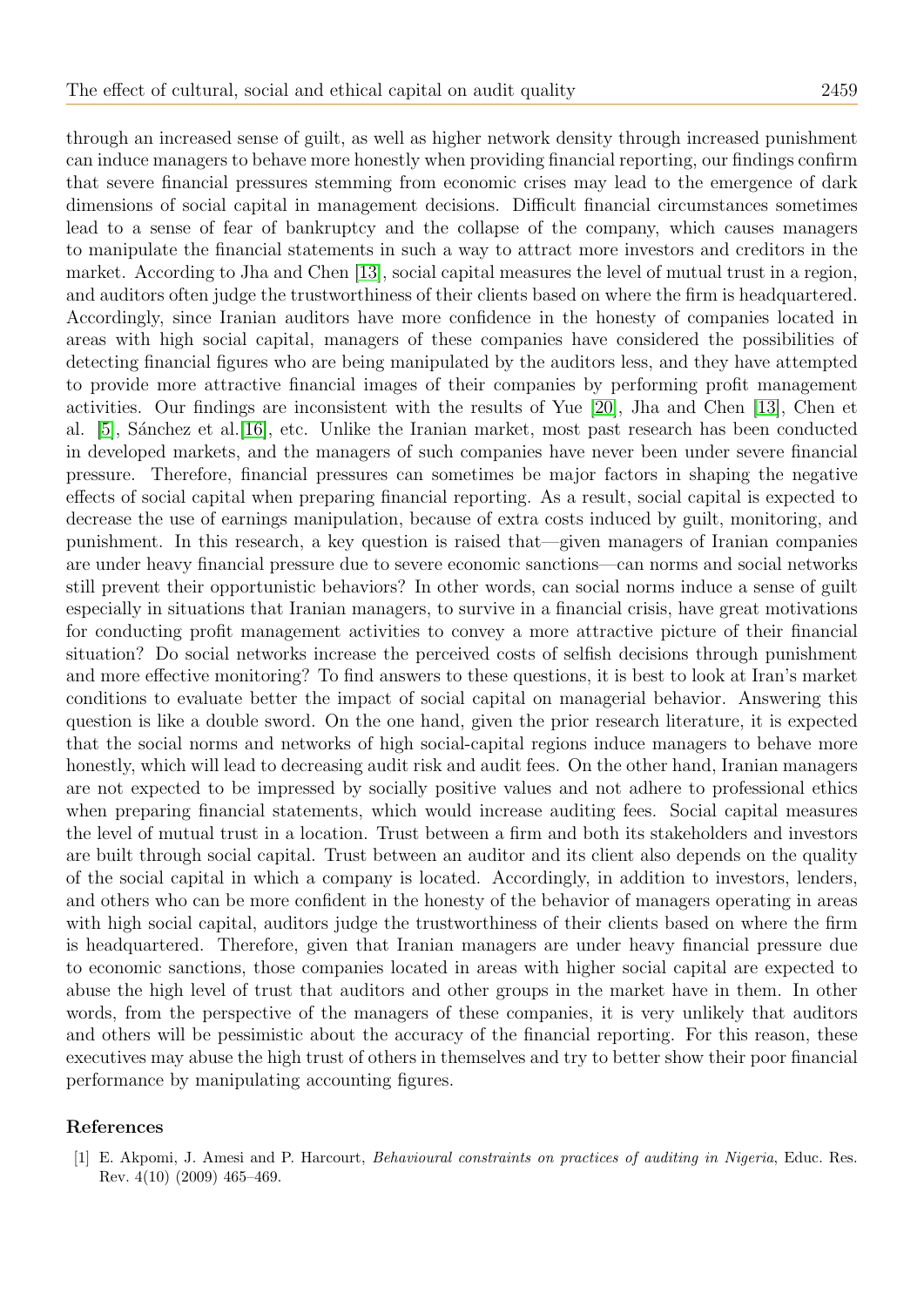through an increased sense of guilt, as well as higher network density through increased punishment can induce managers to behave more honestly when providing financial reporting, our findings confirm that severe financial pressures stemming from economic crises may lead to the emergence of dark dimensions of social capital in management decisions. Difficult financial circumstances sometimes lead to a sense of fear of bankruptcy and the collapse of the company, which causes managers to manipulate the financial statements in such a way to attract more investors and creditors in the market. According to Jha and Chen [13], social capital measures the level of mutual trust in a region, and auditors often judge the trustworthiness of their clients based on where the firm is headquartered. Accordingly, since Iranian auditors have more confidence in the honesty of companies located in areas with high social capital, managers of these companies have considered the possibilities of detecting financial figures who are being manipulated by the auditors less, and they have attempted to provide more attractive financial images of their companies by performing profit management activities. Our findings are inconsistent with the results of Yue [20], Jha and Chen [13], Chen et al. [5], Sánchez et al.[16], etc. Unlike the Iranian market, most past research has been conducted in developed markets, and the managers of such companies have never been under severe financial pressure. Therefore, financial pressures can sometimes be major factors in shaping the negative effects of social capital when preparing financial reporting. As a result, social capital is expected to decrease the use of earnings manipulation, because of extra costs induced by guilt, monitoring, and punishment. In this research, a key question is raised that—given managers of Iranian companies are under heavy financial pressure due to severe economic sanctions—can norms and social networks still prevent their opportunistic behaviors? In other words, can social norms induce a sense of guilt especially in situations that Iranian managers, to survive in a financial crisis, have great motivations for conducting profit management activities to convey a more attractive picture of their financial situation? Do social networks increase the perceived costs of selfish decisions through punishment and more effective monitoring? To find answers to these questions, it is best to look at Iran's market conditions to evaluate better the impact of social capital on managerial behavior. Answering this question is like a double sword. On the one hand, given the prior research literature, it is expected that the social norms and networks of high social-capital regions induce managers to behave more honestly, which will lead to decreasing audit risk and audit fees. On the other hand, Iranian managers are not expected to be impressed by socially positive values and not adhere to professional ethics when preparing financial statements, which would increase auditing fees. Social capital measures the level of mutual trust in a location. Trust between a firm and both its stakeholders and investors are built through social capital. Trust between an auditor and its client also depends on the quality of the social capital in which a company is located. Accordingly, in addition to investors, lenders, and others who can be more confident in the honesty of the behavior of managers operating in areas with high social capital, auditors judge the trustworthiness of their clients based on where the firm is headquartered. Therefore, given that Iranian managers are under heavy financial pressure due to economic sanctions, those companies located in areas with higher social capital are expected to abuse the high level of trust that auditors and other groups in the market have in them. In other words, from the perspective of the managers of these companies, it is very unlikely that auditors and others will be pessimistic about the accuracy of the financial reporting. For this reason, these executives may abuse the high trust of others in themselves and try to better show their poor financial performance by manipulating accounting figures.

## References

[1] E. Akpomi, J. Amesi and P. Harcourt, *Behavioural constraints on practices of auditing in Nigeria*, Educ. Res. Rev. 4(10) (2009) 465–469.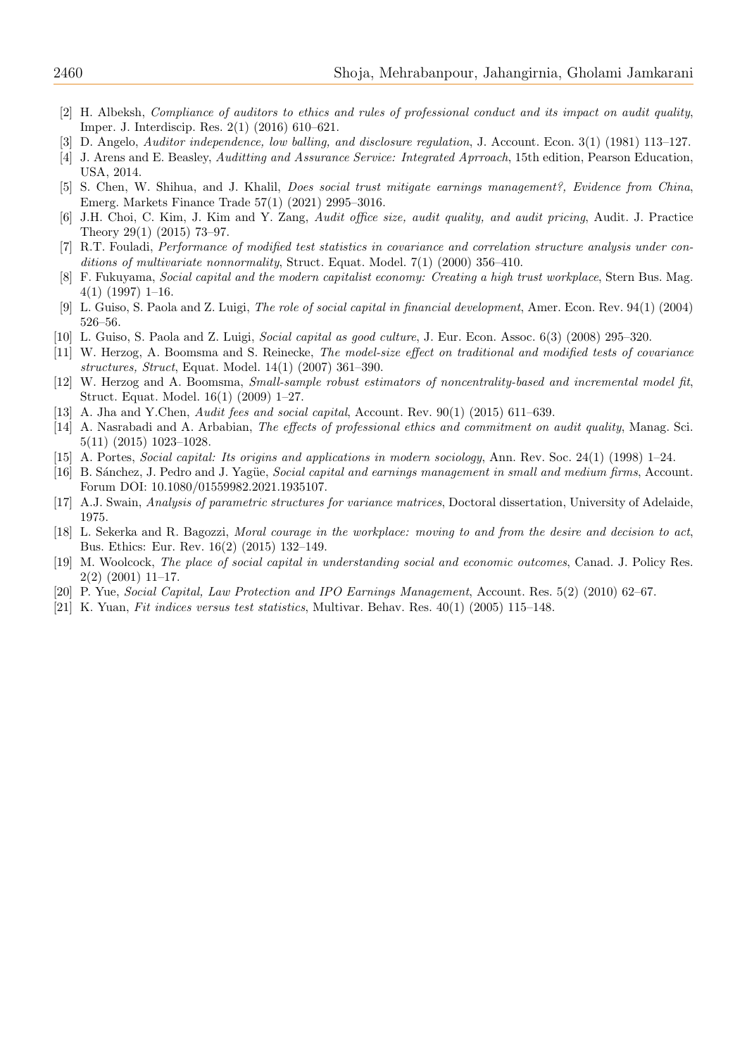[2] H. Albeksh, *Compliance of auditors to ethics and rules of professional conduct and its impact on audit quality*, Imper. J. Interdiscip. Res. 2(1) (2016) 610–621.

[3] D. Angelo, *Auditor independence, low balling, and disclosure regulation*, J. Account. Econ. 3(1) (1981) 113–127.

[4] J. Arens and E. Beasley, *Auditting and Assurance Service: Integrated Aprroach*, 15th edition, Pearson Education, USA, 2014.

[5] S. Chen, W. Shihua, and J. Khalil, *Does social trust mitigate earnings management?, Evidence from China*, Emerg. Markets Finance Trade 57(1) (2021) 2995–3016.

[6] J.H. Choi, C. Kim, J. Kim and Y. Zang, *Audit office size, audit quality, and audit pricing*, Audit. J. Practice Theory 29(1) (2015) 73–97.

[7] R.T. Fouladi, *Performance of modified test statistics in covariance and correlation structure analysis under conditions of multivariate nonnormality*, Struct. Equat. Model. 7(1) (2000) 356–410.

[8] F. Fukuyama, *Social capital and the modern capitalist economy: Creating a high trust workplace*, Stern Bus. Mag. 4(1) (1997) 1–16.

[9] L. Guiso, S. Paola and Z. Luigi, *The role of social capital in financial development*, Amer. Econ. Rev. 94(1) (2004) 526–56.

[10] L. Guiso, S. Paola and Z. Luigi, *Social capital as good culture*, J. Eur. Econ. Assoc. 6(3) (2008) 295–320.

[11] W. Herzog, A. Boomsma and S. Reinecke, *The model-size effect on traditional and modified tests of covariance structures, Struct*, Equat. Model. 14(1) (2007) 361–390.

[12] W. Herzog and A. Boomsma, *Small-sample robust estimators of noncentrality-based and incremental model fit*, Struct. Equat. Model. 16(1) (2009) 1–27.

[13] A. Jha and Y.Chen, *Audit fees and social capital*, Account. Rev. 90(1) (2015) 611–639.

[14] A. Nasrabadi and A. Arbabian, *The effects of professional ethics and commitment on audit quality*, Manag. Sci. 5(11) (2015) 1023–1028.

[15] A. Portes, *Social capital: Its origins and applications in modern sociology*, Ann. Rev. Soc. 24(1) (1998) 1–24.

[16] B. Sánchez, J. Pedro and J. Yagüe, *Social capital and earnings management in small and medium firms*, Account. Forum DOI: 10.1080/01559982.2021.1935107.

[17] A.J. Swain, *Analysis of parametric structures for variance matrices*, Doctoral dissertation, University of Adelaide, 1975.

[18] L. Sekerka and R. Bagozzi, *Moral courage in the workplace: moving to and from the desire and decision to act*, Bus. Ethics: Eur. Rev. 16(2) (2015) 132–149.

[19] M. Woolcock, *The place of social capital in understanding social and economic outcomes*, Canad. J. Policy Res. 2(2) (2001) 11–17.

[20] P. Yue, *Social Capital, Law Protection and IPO Earnings Management*, Account. Res. 5(2) (2010) 62–67.

[21] K. Yuan, *Fit indices versus test statistics*, Multivar. Behav. Res. 40(1) (2005) 115–148.